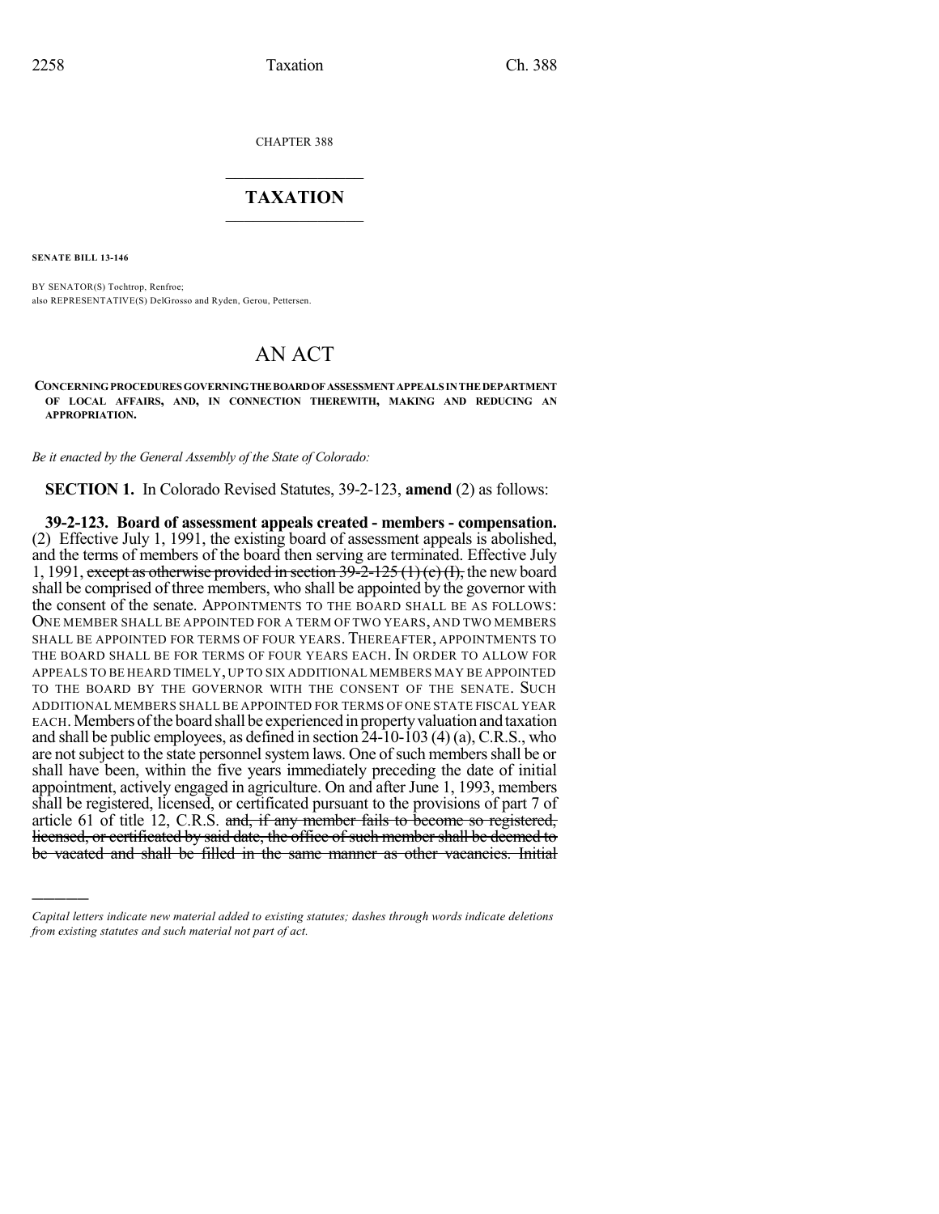CHAPTER 388

# TAXATION

**SENATE BILL 13-146**

BY SENATOR(S) Tochtrop, Renfroe;
also REPRESENTATIVE(S) DelGrosso and Ryden, Gerou, Pettersen.

# AN ACT

**CONCERNING PROCEDURES GOVERNING THE BOARD OF ASSESSMENT APPEALS IN THE DEPARTMENT OF LOCAL AFFAIRS, AND, IN CONNECTION THEREWITH, MAKING AND REDUCING AN APPROPRIATION.**

*Be it enacted by the General Assembly of the State of Colorado:*

**SECTION 1.** In Colorado Revised Statutes, 39-2-123, **amend** (2) as follows:

**39-2-123. Board of assessment appeals created - members - compensation.** (2) Effective July 1, 1991, the existing board of assessment appeals is abolished, and the terms of members of the board then serving are terminated. Effective July 1, 1991, ~~except as otherwise provided in section 39-2-125 (1) (e) (I),~~ the new board shall be comprised of three members, who shall be appointed by the governor with the consent of the senate. APPOINTMENTS TO THE BOARD SHALL BE AS FOLLOWS: ONE MEMBER SHALL BE APPOINTED FOR A TERM OF TWO YEARS, AND TWO MEMBERS SHALL BE APPOINTED FOR TERMS OF FOUR YEARS. THEREAFTER, APPOINTMENTS TO THE BOARD SHALL BE FOR TERMS OF FOUR YEARS EACH. IN ORDER TO ALLOW FOR APPEALS TO BE HEARD TIMELY, UP TO SIX ADDITIONAL MEMBERS MAY BE APPOINTED TO THE BOARD BY THE GOVERNOR WITH THE CONSENT OF THE SENATE. SUCH ADDITIONAL MEMBERS SHALL BE APPOINTED FOR TERMS OF ONE STATE FISCAL YEAR EACH. Members of the board shall be experienced in property valuation and taxation and shall be public employees, as defined in section 24-10-103 (4) (a), C.R.S., who are not subject to the state personnel system laws. One of such members shall be or shall have been, within the five years immediately preceding the date of initial appointment, actively engaged in agriculture. On and after June 1, 1993, members shall be registered, licensed, or certificated pursuant to the provisions of part 7 of article 61 of title 12, C.R.S. ~~and, if any member fails to become so registered, licensed, or certificated by said date, the office of such member shall be deemed to be vacated and shall be filled in the same manner as other vacancies. Initial~~

---

*Capital letters indicate new material added to existing statutes; dashes through words indicate deletions from existing statutes and such material not part of act.*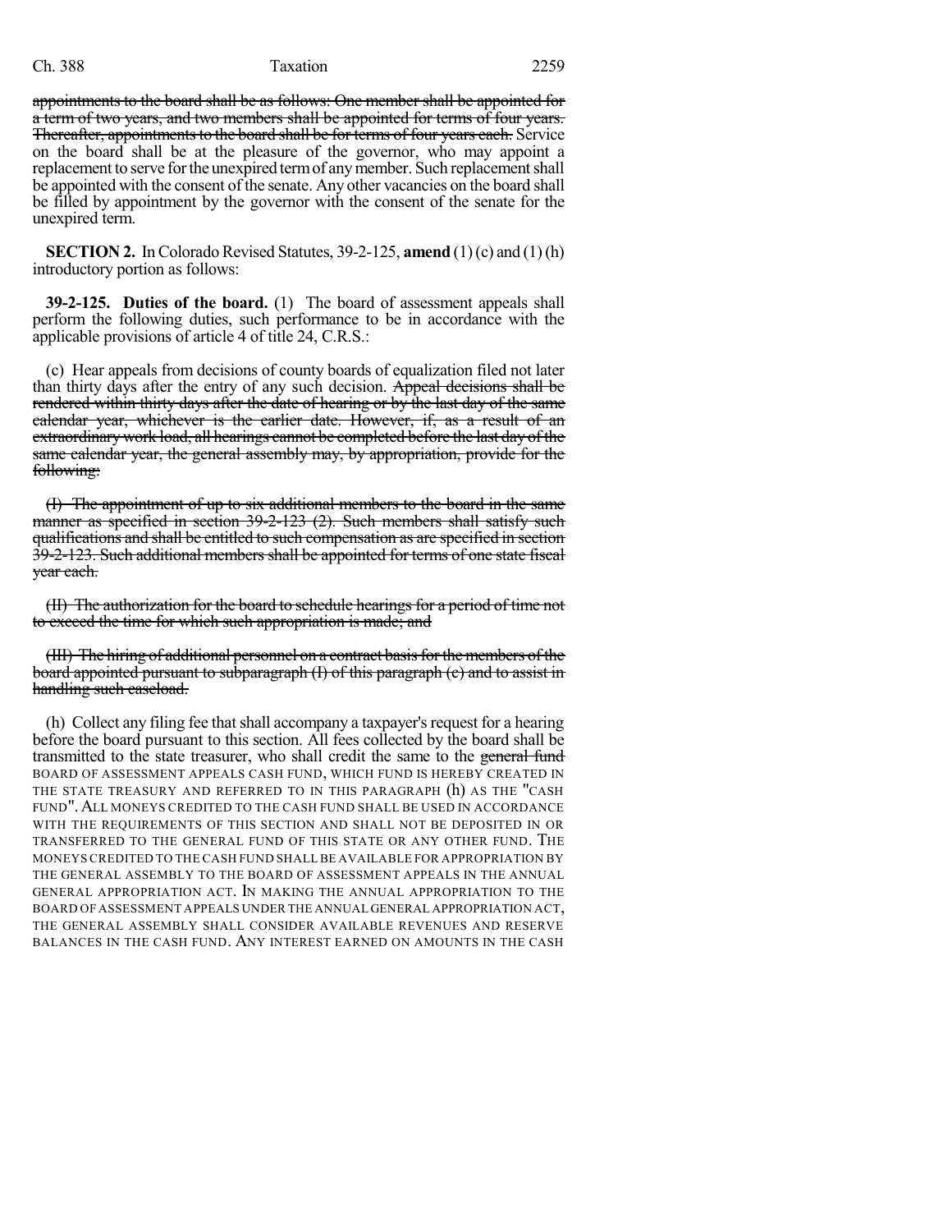~~appointments to the board shall be as follows: One member shall be appointed for a term of two years, and two members shall be appointed for terms of four years. Thereafter, appointments to the board shall be for terms of four years each.~~ Service on the board shall be at the pleasure of the governor, who may appoint a replacement to serve for the unexpired term of any member. Such replacement shall be appointed with the consent of the senate. Any other vacancies on the board shall be filled by appointment by the governor with the consent of the senate for the unexpired term.

**SECTION 2.** In Colorado Revised Statutes, 39-2-125, **amend** (1) (c) and (1) (h) introductory portion as follows:

**39-2-125. Duties of the board.** (1) The board of assessment appeals shall perform the following duties, such performance to be in accordance with the applicable provisions of article 4 of title 24, C.R.S.:

(c) Hear appeals from decisions of county boards of equalization filed not later than thirty days after the entry of any such decision. ~~Appeal decisions shall be rendered within thirty days after the date of hearing or by the last day of the same calendar year, whichever is the earlier date. However, if, as a result of an extraordinary work load, all hearings cannot be completed before the last day of the same calendar year, the general assembly may, by appropriation, provide for the following:~~

~~(I) The appointment of up to six additional members to the board in the same manner as specified in section 39-2-123 (2). Such members shall satisfy such qualifications and shall be entitled to such compensation as are specified in section 39-2-123. Such additional members shall be appointed for terms of one state fiscal year each.~~

~~(II) The authorization for the board to schedule hearings for a period of time not to exceed the time for which such appropriation is made; and~~

~~(III) The hiring of additional personnel on a contract basis for the members of the board appointed pursuant to subparagraph (I) of this paragraph (c) and to assist in handling such caseload.~~

(h) Collect any filing fee that shall accompany a taxpayer's request for a hearing before the board pursuant to this section. All fees collected by the board shall be transmitted to the state treasurer, who shall credit the same to the ~~general fund~~ BOARD OF ASSESSMENT APPEALS CASH FUND, WHICH FUND IS HEREBY CREATED IN THE STATE TREASURY AND REFERRED TO IN THIS PARAGRAPH (h) AS THE "CASH FUND". ALL MONEYS CREDITED TO THE CASH FUND SHALL BE USED IN ACCORDANCE WITH THE REQUIREMENTS OF THIS SECTION AND SHALL NOT BE DEPOSITED IN OR TRANSFERRED TO THE GENERAL FUND OF THIS STATE OR ANY OTHER FUND. THE MONEYS CREDITED TO THE CASH FUND SHALL BE AVAILABLE FOR APPROPRIATION BY THE GENERAL ASSEMBLY TO THE BOARD OF ASSESSMENT APPEALS IN THE ANNUAL GENERAL APPROPRIATION ACT. IN MAKING THE ANNUAL APPROPRIATION TO THE BOARD OF ASSESSMENT APPEALS UNDER THE ANNUAL GENERAL APPROPRIATION ACT, THE GENERAL ASSEMBLY SHALL CONSIDER AVAILABLE REVENUES AND RESERVE BALANCES IN THE CASH FUND. ANY INTEREST EARNED ON AMOUNTS IN THE CASH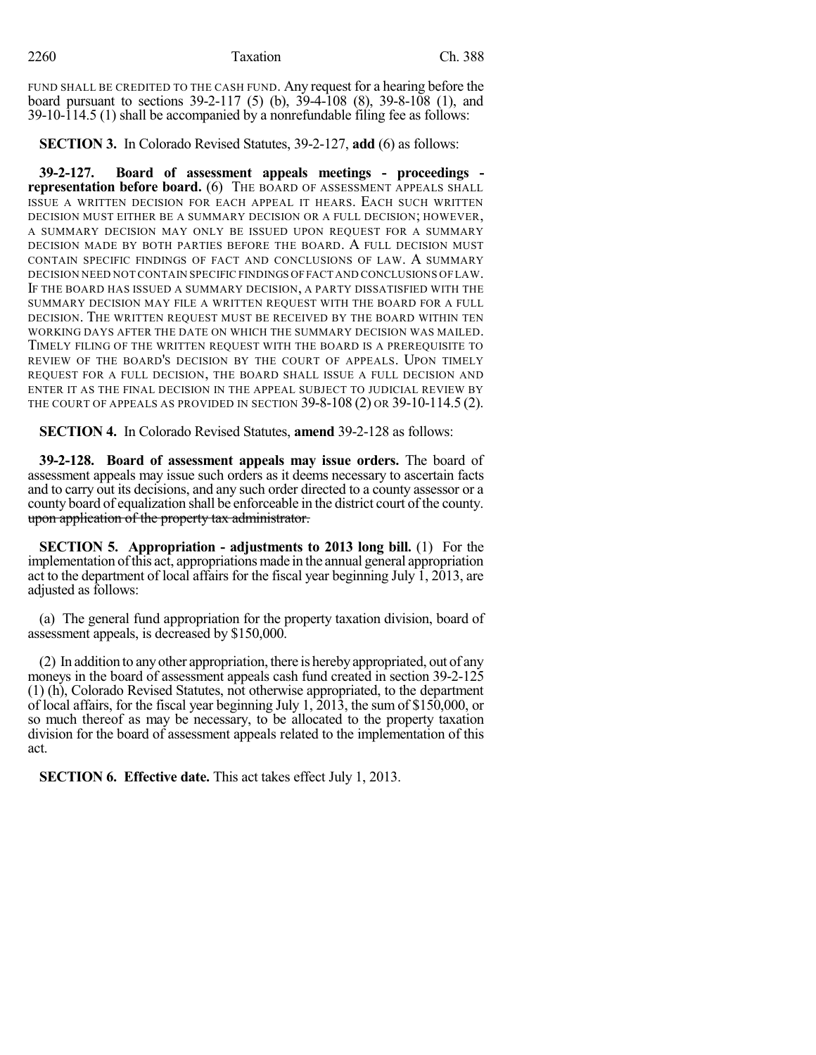FUND SHALL BE CREDITED TO THE CASH FUND. Any request for a hearing before the board pursuant to sections 39-2-117 (5) (b), 39-4-108 (8), 39-8-108 (1), and 39-10-114.5 (1) shall be accompanied by a nonrefundable filing fee as follows:

**SECTION 3.** In Colorado Revised Statutes, 39-2-127, **add** (6) as follows:

**39-2-127. Board of assessment appeals meetings - proceedings - representation before board.** (6) THE BOARD OF ASSESSMENT APPEALS SHALL ISSUE A WRITTEN DECISION FOR EACH APPEAL IT HEARS. EACH SUCH WRITTEN DECISION MUST EITHER BE A SUMMARY DECISION OR A FULL DECISION; HOWEVER, A SUMMARY DECISION MAY ONLY BE ISSUED UPON REQUEST FOR A SUMMARY DECISION MADE BY BOTH PARTIES BEFORE THE BOARD. A FULL DECISION MUST CONTAIN SPECIFIC FINDINGS OF FACT AND CONCLUSIONS OF LAW. A SUMMARY DECISION NEED NOT CONTAIN SPECIFIC FINDINGS OF FACT AND CONCLUSIONS OF LAW. IF THE BOARD HAS ISSUED A SUMMARY DECISION, A PARTY DISSATISFIED WITH THE SUMMARY DECISION MAY FILE A WRITTEN REQUEST WITH THE BOARD FOR A FULL DECISION. THE WRITTEN REQUEST MUST BE RECEIVED BY THE BOARD WITHIN TEN WORKING DAYS AFTER THE DATE ON WHICH THE SUMMARY DECISION WAS MAILED. TIMELY FILING OF THE WRITTEN REQUEST WITH THE BOARD IS A PREREQUISITE TO REVIEW OF THE BOARD'S DECISION BY THE COURT OF APPEALS. UPON TIMELY REQUEST FOR A FULL DECISION, THE BOARD SHALL ISSUE A FULL DECISION AND ENTER IT AS THE FINAL DECISION IN THE APPEAL SUBJECT TO JUDICIAL REVIEW BY THE COURT OF APPEALS AS PROVIDED IN SECTION 39-8-108 (2) OR 39-10-114.5 (2).

**SECTION 4.** In Colorado Revised Statutes, **amend** 39-2-128 as follows:

**39-2-128. Board of assessment appeals may issue orders.** The board of assessment appeals may issue such orders as it deems necessary to ascertain facts and to carry out its decisions, and any such order directed to a county assessor or a county board of equalization shall be enforceable in the district court of the county. ~~upon application of the property tax administrator.~~

**SECTION 5. Appropriation - adjustments to 2013 long bill.** (1) For the implementation of this act, appropriations made in the annual general appropriation act to the department of local affairs for the fiscal year beginning July 1, 2013, are adjusted as follows:

(a) The general fund appropriation for the property taxation division, board of assessment appeals, is decreased by $150,000.

(2) In addition to any other appropriation, there is hereby appropriated, out of any moneys in the board of assessment appeals cash fund created in section 39-2-125 (1) (h), Colorado Revised Statutes, not otherwise appropriated, to the department of local affairs, for the fiscal year beginning July 1, 2013, the sum of $150,000, or so much thereof as may be necessary, to be allocated to the property taxation division for the board of assessment appeals related to the implementation of this act.

**SECTION 6. Effective date.** This act takes effect July 1, 2013.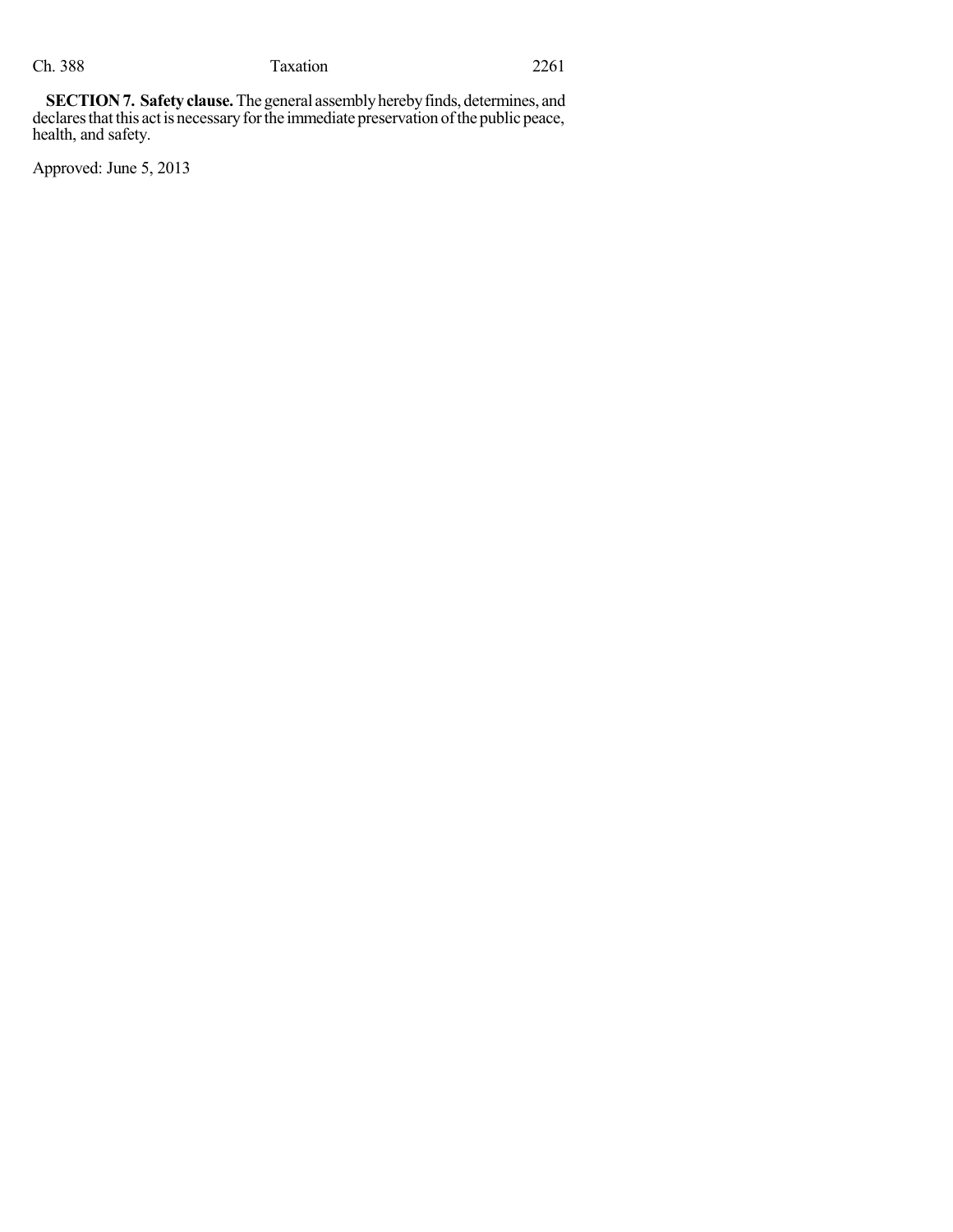**SECTION 7. Safety clause.** The general assembly hereby finds, determines, and declares that this act is necessary for the immediate preservation of the public peace, health, and safety.

Approved: June 5, 2013